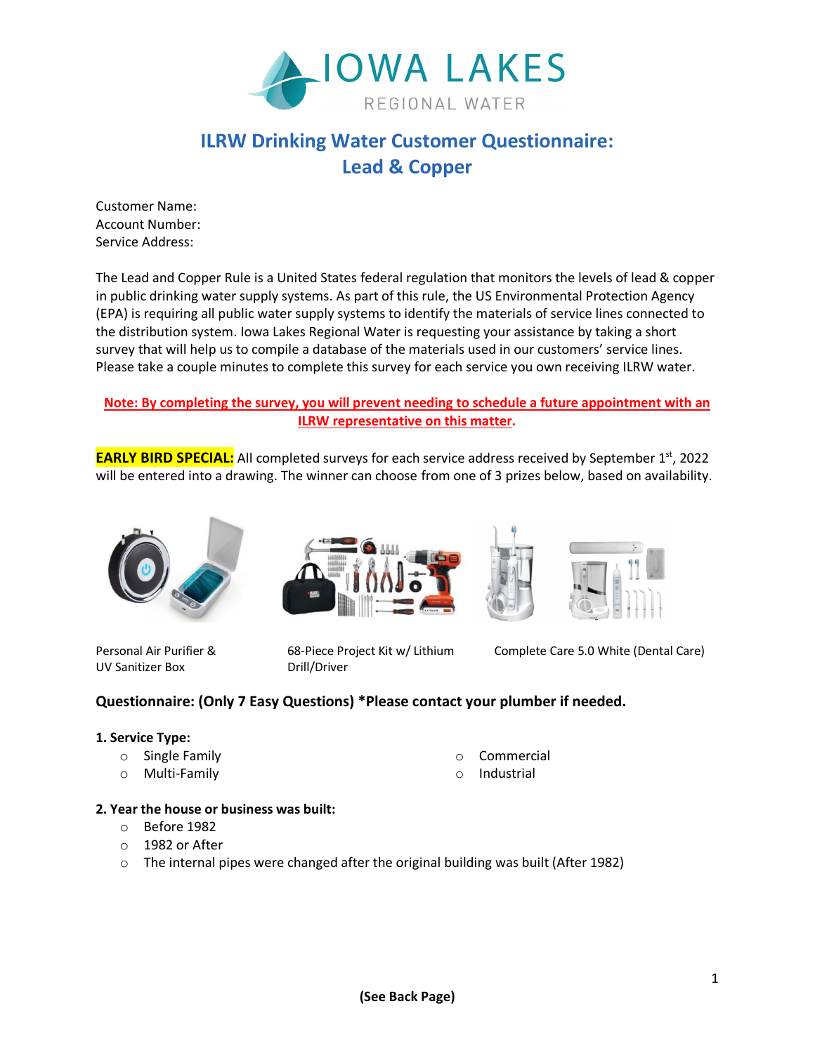# IOWA LAKES

REGIONAL WATER

## ILRW Drinking Water Customer Questionnaire: Lead & Copper

Customer Name:
Account Number:
Service Address:

The Lead and Copper Rule is a United States federal regulation that monitors the levels of lead & copper in public drinking water supply systems. As part of this rule, the US Environmental Protection Agency (EPA) is requiring all public water supply systems to identify the materials of service lines connected to the distribution system. Iowa Lakes Regional Water is requesting your assistance by taking a short survey that will help us to compile a database of the materials used in our customers' service lines. Please take a couple minutes to complete this survey for each service you own receiving ILRW water.

**Note: By completing the survey, you will prevent needing to schedule a future appointment with an ILRW representative on this matter.**

**EARLY BIRD SPECIAL:** All completed surveys for each service address received by September 1st, 2022 will be entered into a drawing. The winner can choose from one of 3 prizes below, based on availability.

Personal Air Purifier & UV Sanitizer Box

68-Piece Project Kit w/ Lithium Drill/Driver

Complete Care 5.0 White (Dental Care)

### Questionnaire: (Only 7 Easy Questions) *Please contact your plumber if needed.

**1. Service Type:**

- Single Family
- Multi-Family
- Commercial
- Industrial

**2. Year the house or business was built:**

- Before 1982
- 1982 or After
- The internal pipes were changed after the original building was built (After 1982)

**(See Back Page)**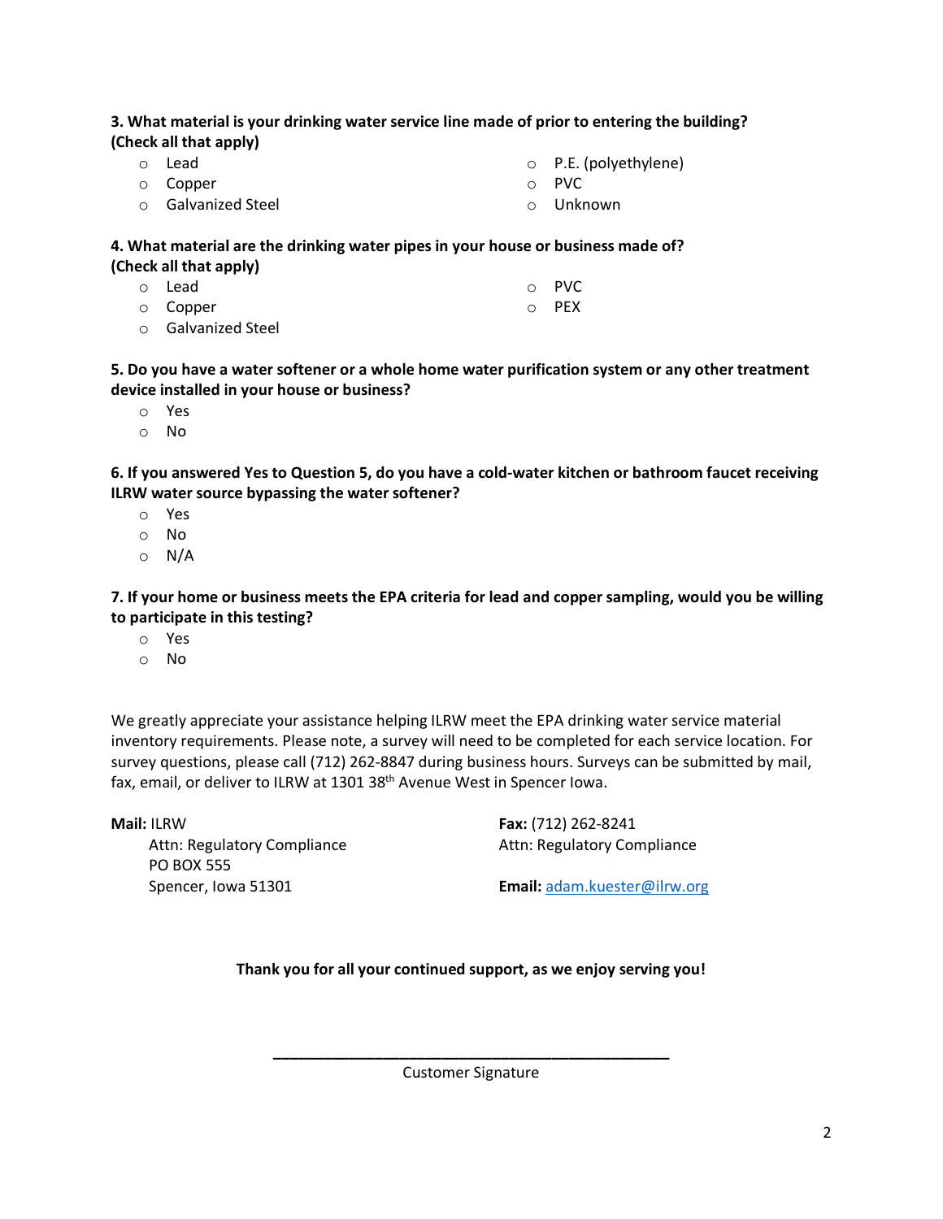**3. What material is your drinking water service line made of prior to entering the building? (Check all that apply)**

- Lead
- Copper
- Galvanized Steel
- P.E. (polyethylene)
- PVC
- Unknown

**4. What material are the drinking water pipes in your house or business made of? (Check all that apply)**

- Lead
- Copper
- Galvanized Steel
- PVC
- PEX

**5. Do you have a water softener or a whole home water purification system or any other treatment device installed in your house or business?**

- Yes
- No

**6. If you answered Yes to Question 5, do you have a cold-water kitchen or bathroom faucet receiving ILRW water source bypassing the water softener?**

- Yes
- No
- N/A

**7. If your home or business meets the EPA criteria for lead and copper sampling, would you be willing to participate in this testing?**

- Yes
- No

We greatly appreciate your assistance helping ILRW meet the EPA drinking water service material inventory requirements. Please note, a survey will need to be completed for each service location. For survey questions, please call (712) 262-8847 during business hours. Surveys can be submitted by mail, fax, email, or deliver to ILRW at 1301 38th Avenue West in Spencer Iowa.

**Mail:** ILRW
Attn: Regulatory Compliance
PO BOX 555
Spencer, Iowa 51301

**Fax:** (712) 262-8241
Attn: Regulatory Compliance

**Email:** adam.kuester@ilrw.org

**Thank you for all your continued support, as we enjoy serving you!**

\_\_\_\_\_\_\_\_\_\_\_\_\_\_\_\_\_\_\_\_\_\_\_\_\_\_\_\_\_\_\_\_\_\_\_\_\_\_\_\_\_\_\_\_

Customer Signature